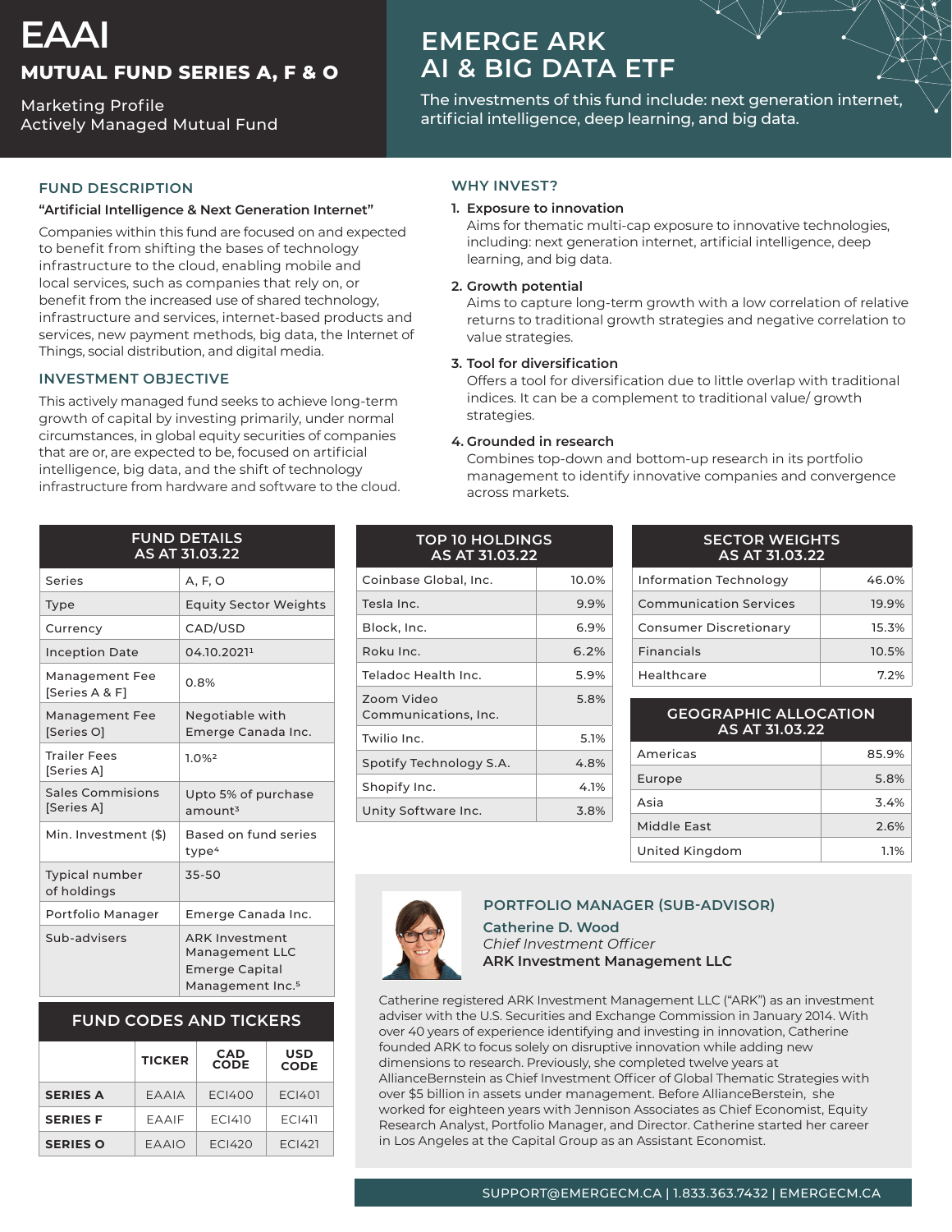# EAAI

## MUTUAL FUND SERIES A, F & O

Marketing Profile
Actively Managed Mutual Fund

# EMERGE ARK AI & BIG DATA ETF

The investments of this fund include: next generation internet, artificial intelligence, deep learning, and big data.

## FUND DESCRIPTION

**"Artificial Intelligence & Next Generation Internet"**

Companies within this fund are focused on and expected to benefit from shifting the bases of technology infrastructure to the cloud, enabling mobile and local services, such as companies that rely on, or benefit from the increased use of shared technology, infrastructure and services, internet-based products and services, new payment methods, big data, the Internet of Things, social distribution, and digital media.

## INVESTMENT OBJECTIVE

This actively managed fund seeks to achieve long-term growth of capital by investing primarily, under normal circumstances, in global equity securities of companies that are or, are expected to be, focused on artificial intelligence, big data, and the shift of technology infrastructure from hardware and software to the cloud.

## WHY INVEST?

1. **Exposure to innovation**
   Aims for thematic multi-cap exposure to innovative technologies, including: next generation internet, artificial intelligence, deep learning, and big data.
2. **Growth potential**
   Aims to capture long-term growth with a low correlation of relative returns to traditional growth strategies and negative correlation to value strategies.
3. **Tool for diversification**
   Offers a tool for diversification due to little overlap with traditional indices. It can be a complement to traditional value/ growth strategies.
4. **Grounded in research**
   Combines top-down and bottom-up research in its portfolio management to identify innovative companies and convergence across markets.

| FUND DETAILS AS AT 31.03.22 | |
|---|---|
| Series | A, F, O |
| Type | Equity Sector Weights |
| Currency | CAD/USD |
| Inception Date | 04.10.2021[1] |
| Management Fee [Series A & F] | 0.8% |
| Management Fee [Series O] | Negotiable with Emerge Canada Inc. |
| Trailer Fees [Series A] | 1.0%[2] |
| Sales Commisions [Series A] | Upto 5% of purchase amount[3] |
| Min. Investment ($) | Based on fund series type[4] |
| Typical number of holdings | 35-50 |
| Portfolio Manager | Emerge Canada Inc. |
| Sub-advisers | ARK Investment Management LLC Emerge Capital Management Inc.[5] |

| FUND CODES AND TICKERS | TICKER | CAD CODE | USD CODE |
|---|---|---|---|
| SERIES A | EAAIA | ECI400 | ECI401 |
| SERIES F | EAAIF | ECI410 | ECI411 |
| SERIES O | EAAIO | ECI420 | ECI421 |

| TOP 10 HOLDINGS AS AT 31.03.22 | |
|---|---|
| Coinbase Global, Inc. | 10.0% |
| Tesla Inc. | 9.9% |
| Block, Inc. | 6.9% |
| Roku Inc. | 6.2% |
| Teladoc Health Inc. | 5.9% |
| Zoom Video Communications, Inc. | 5.8% |
| Twilio Inc. | 5.1% |
| Spotify Technology S.A. | 4.8% |
| Shopify Inc. | 4.1% |
| Unity Software Inc. | 3.8% |

| SECTOR WEIGHTS AS AT 31.03.22 | |
|---|---|
| Information Technology | 46.0% |
| Communication Services | 19.9% |
| Consumer Discretionary | 15.3% |
| Financials | 10.5% |
| Healthcare | 7.2% |

| GEOGRAPHIC ALLOCATION AS AT 31.03.22 | |
|---|---|
| Americas | 85.9% |
| Europe | 5.8% |
| Asia | 3.4% |
| Middle East | 2.6% |
| United Kingdom | 1.1% |

## PORTFOLIO MANAGER (SUB-ADVISOR)

**Catherine D. Wood**
*Chief Investment Officer*
**ARK Investment Management LLC**

Catherine registered ARK Investment Management LLC ("ARK") as an investment adviser with the U.S. Securities and Exchange Commission in January 2014. With over 40 years of experience identifying and investing in innovation, Catherine founded ARK to focus solely on disruptive innovation while adding new dimensions to research. Previously, she completed twelve years at AllianceBernstein as Chief Investment Officer of Global Thematic Strategies with over $5 billion in assets under management. Before AllianceBerstein, she worked for eighteen years with Jennison Associates as Chief Economist, Equity Research Analyst, Portfolio Manager, and Director. Catherine started her career in Los Angeles at the Capital Group as an Assistant Economist.

SUPPORT@EMERGECM.CA | 1.833.363.7432 | EMERGECM.CA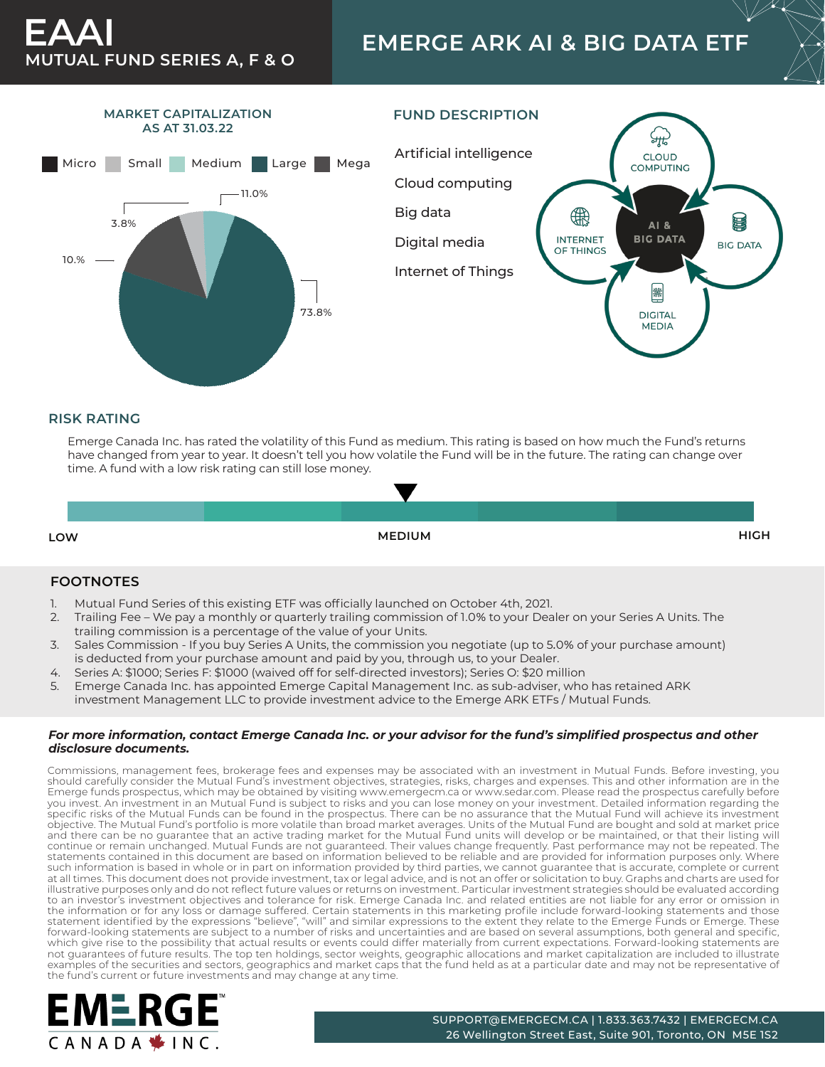# EAAI

## MUTUAL FUND SERIES A, F & O

## EMERGE ARK AI & BIG DATA ETF

### MARKET CAPITALIZATION AS AT 31.03.22

Micro Small Medium Large Mega

11.0%

3.8%

10.%

73.8%

### FUND DESCRIPTION

Artificial intelligence

Cloud computing

Big data

Digital media

Internet of Things

CLOUD COMPUTING

INTERNET OF THINGS

AI & BIG DATA

BIG DATA

DIGITAL MEDIA

### RISK RATING

Emerge Canada Inc. has rated the volatility of this Fund as medium. This rating is based on how much the Fund's returns have changed from year to year. It doesn't tell you how volatile the Fund will be in the future. The rating can change over time. A fund with a low risk rating can still lose money.

LOW MEDIUM HIGH

### FOOTNOTES

1. Mutual Fund Series of this existing ETF was officially launched on October 4th, 2021.
2. Trailing Fee – We pay a monthly or quarterly trailing commission of 1.0% to your Dealer on your Series A Units. The trailing commission is a percentage of the value of your Units.
3. Sales Commission - If you buy Series A Units, the commission you negotiate (up to 5.0% of your purchase amount) is deducted from your purchase amount and paid by you, through us, to your Dealer.
4. Series A: $1000; Series F: $1000 (waived off for self-directed investors); Series O: $20 million
5. Emerge Canada Inc. has appointed Emerge Capital Management Inc. as sub-adviser, who has retained ARK investment Management LLC to provide investment advice to the Emerge ARK ETFs / Mutual Funds.

***For more information, contact Emerge Canada Inc. or your advisor for the fund's simplified prospectus and other disclosure documents.***

Commissions, management fees, brokerage fees and expenses may be associated with an investment in Mutual Funds. Before investing, you should carefully consider the Mutual Fund's investment objectives, strategies, risks, charges and expenses. This and other information are in the Emerge funds prospectus, which may be obtained by visiting www.emergecm.ca or www.sedar.com. Please read the prospectus carefully before you invest. An investment in an Mutual Fund is subject to risks and you can lose money on your investment. Detailed information regarding the specific risks of the Mutual Funds can be found in the prospectus. There can be no assurance that the Mutual Fund will achieve its investment objective. The Mutual Fund's portfolio is more volatile than broad market averages. Units of the Mutual Fund are bought and sold at market price and there can be no guarantee that an active trading market for the Mutual Fund units will develop or be maintained, or that their listing will continue or remain unchanged. Mutual Funds are not guaranteed. Their values change frequently. Past performance may not be repeated. The statements contained in this document are based on information believed to be reliable and are provided for information purposes only. Where such information is based in whole or in part on information provided by third parties, we cannot guarantee that is accurate, complete or current at all times. This document does not provide investment, tax or legal advice, and is not an offer or solicitation to buy. Graphs and charts are used for illustrative purposes only and do not reflect future values or returns on investment. Particular investment strategies should be evaluated according to an investor's investment objectives and tolerance for risk. Emerge Canada Inc. and related entities are not liable for any error or omission in the information or for any loss or damage suffered. Certain statements in this marketing profile include forward-looking statements and those statement identified by the expressions "believe", "will" and similar expressions to the extent they relate to the Emerge Funds or Emerge. These forward-looking statements are subject to a number of risks and uncertainties and are based on several assumptions, both general and specific, which give rise to the possibility that actual results or events could differ materially from current expectations. Forward-looking statements are not guarantees of future results. The top ten holdings, sector weights, geographic allocations and market capitalization are included to illustrate examples of the securities and sectors, geographics and market caps that the fund held as at a particular date and may not be representative of the fund's current or future investments and may change at any time.

EMERGE CANADA INC.

SUPPORT@EMERGECM.CA | 1.833.363.7432 | EMERGECM.CA
26 Wellington Street East, Suite 901, Toronto, ON M5E 1S2